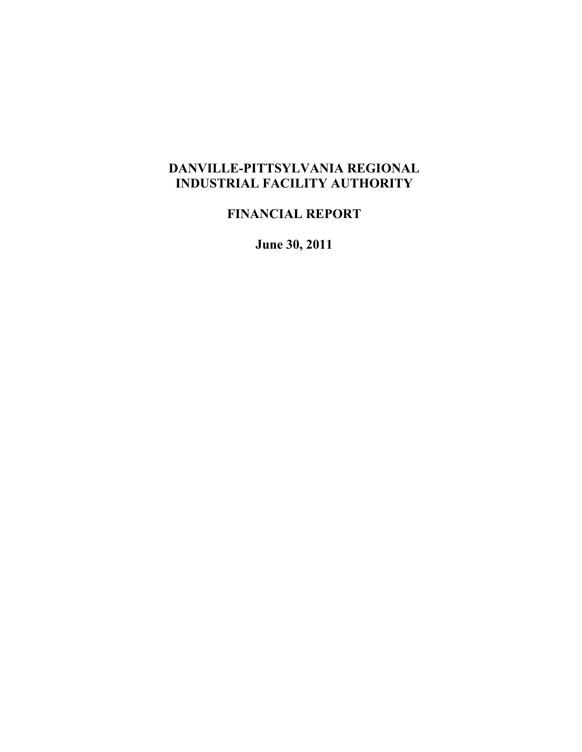# DANVILLE-PITTSYLVANIA REGIONAL INDUSTRIAL FACILITY AUTHORITY

## FINANCIAL REPORT

### June 30, 2011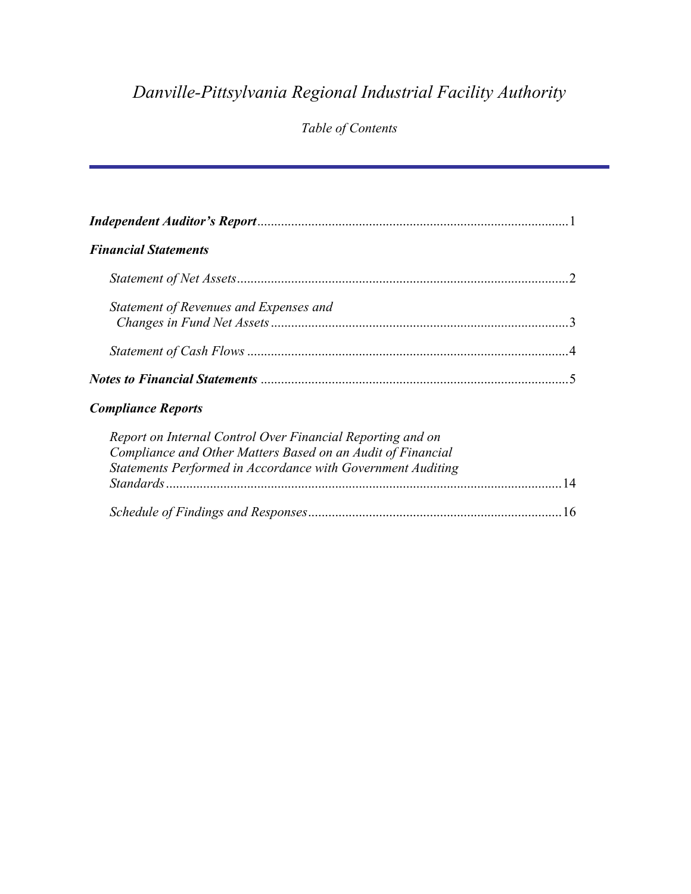# *Danville-Pittsylvania Regional Industrial Facility Authority*

*Table of Contents*

---

***Independent Auditor's Report*** ........................................................................................... 1

***Financial Statements***

*Statement of Net Assets* ........................................................................................... 2

*Statement of Revenues and Expenses and Changes in Fund Net Assets* ........................................................................................... 3

*Statement of Cash Flows* ........................................................................................... 4

***Notes to Financial Statements*** ........................................................................................... 5

***Compliance Reports***

*Report on Internal Control Over Financial Reporting and on Compliance and Other Matters Based on an Audit of Financial Statements Performed in Accordance with Government Auditing Standards* ........................................................................................... 14

*Schedule of Findings and Responses* ........................................................................................... 16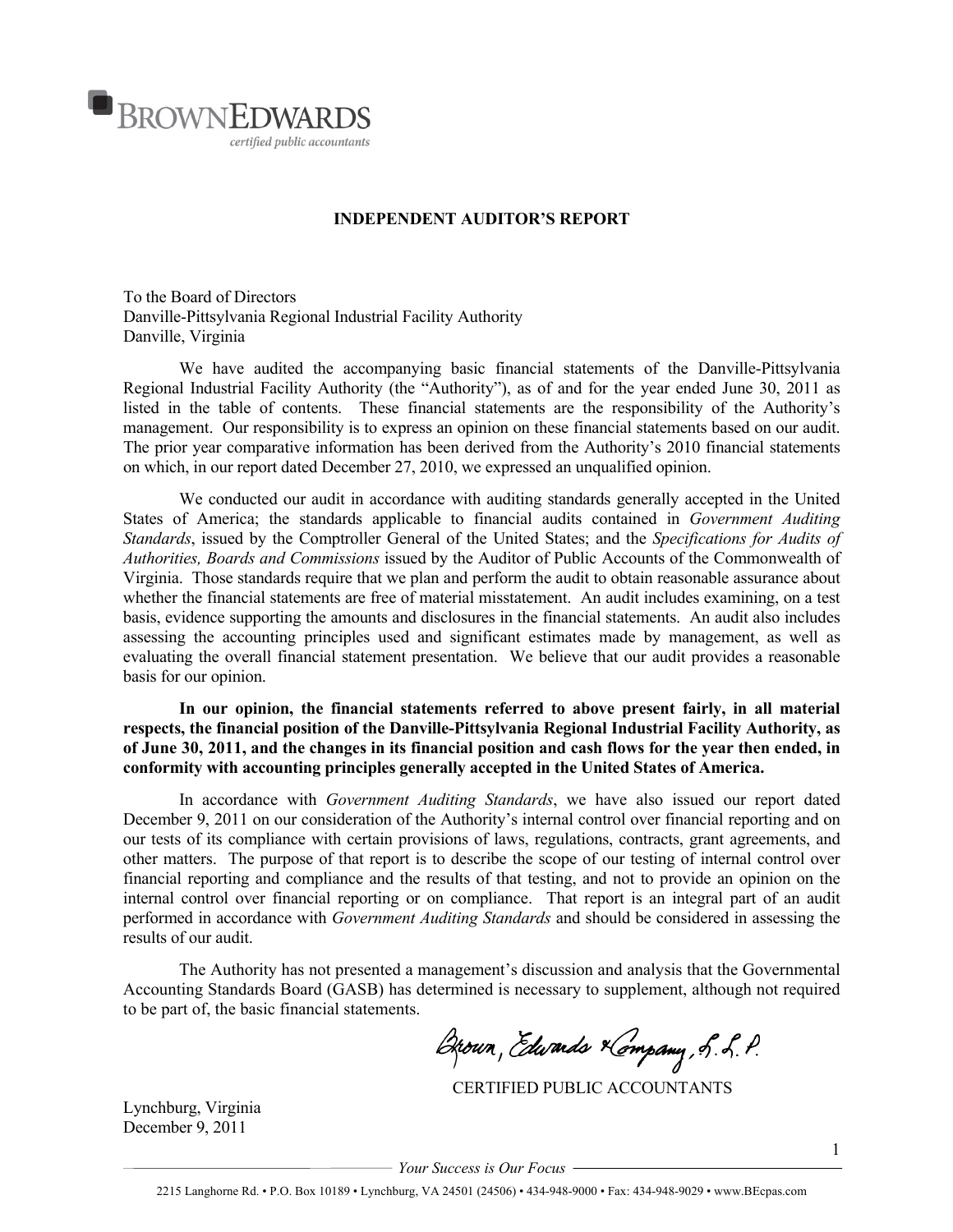BROWN EDWARDS

*certified public accountants*

## INDEPENDENT AUDITOR'S REPORT

To the Board of Directors
Danville-Pittsylvania Regional Industrial Facility Authority
Danville, Virginia

We have audited the accompanying basic financial statements of the Danville-Pittsylvania Regional Industrial Facility Authority (the "Authority"), as of and for the year ended June 30, 2011 as listed in the table of contents. These financial statements are the responsibility of the Authority's management. Our responsibility is to express an opinion on these financial statements based on our audit. The prior year comparative information has been derived from the Authority's 2010 financial statements on which, in our report dated December 27, 2010, we expressed an unqualified opinion.

We conducted our audit in accordance with auditing standards generally accepted in the United States of America; the standards applicable to financial audits contained in *Government Auditing Standards*, issued by the Comptroller General of the United States; and the *Specifications for Audits of Authorities, Boards and Commissions* issued by the Auditor of Public Accounts of the Commonwealth of Virginia. Those standards require that we plan and perform the audit to obtain reasonable assurance about whether the financial statements are free of material misstatement. An audit includes examining, on a test basis, evidence supporting the amounts and disclosures in the financial statements. An audit also includes assessing the accounting principles used and significant estimates made by management, as well as evaluating the overall financial statement presentation. We believe that our audit provides a reasonable basis for our opinion.

**In our opinion, the financial statements referred to above present fairly, in all material respects, the financial position of the Danville-Pittsylvania Regional Industrial Facility Authority, as of June 30, 2011, and the changes in its financial position and cash flows for the year then ended, in conformity with accounting principles generally accepted in the United States of America.**

In accordance with *Government Auditing Standards*, we have also issued our report dated December 9, 2011 on our consideration of the Authority's internal control over financial reporting and on our tests of its compliance with certain provisions of laws, regulations, contracts, grant agreements, and other matters. The purpose of that report is to describe the scope of our testing of internal control over financial reporting and compliance and the results of that testing, and not to provide an opinion on the internal control over financial reporting or on compliance. That report is an integral part of an audit performed in accordance with *Government Auditing Standards* and should be considered in assessing the results of our audit.

The Authority has not presented a management's discussion and analysis that the Governmental Accounting Standards Board (GASB) has determined is necessary to supplement, although not required to be part of, the basic financial statements.

Brown, Edwards & Company, L.L.P.

CERTIFIED PUBLIC ACCOUNTANTS

Lynchburg, Virginia
December 9, 2011

*Your Success is Our Focus*

2215 Langhorne Rd. • P.O. Box 10189 • Lynchburg, VA 24501 (24506) • 434-948-9000 • Fax: 434-948-9029 • www.BEcpas.com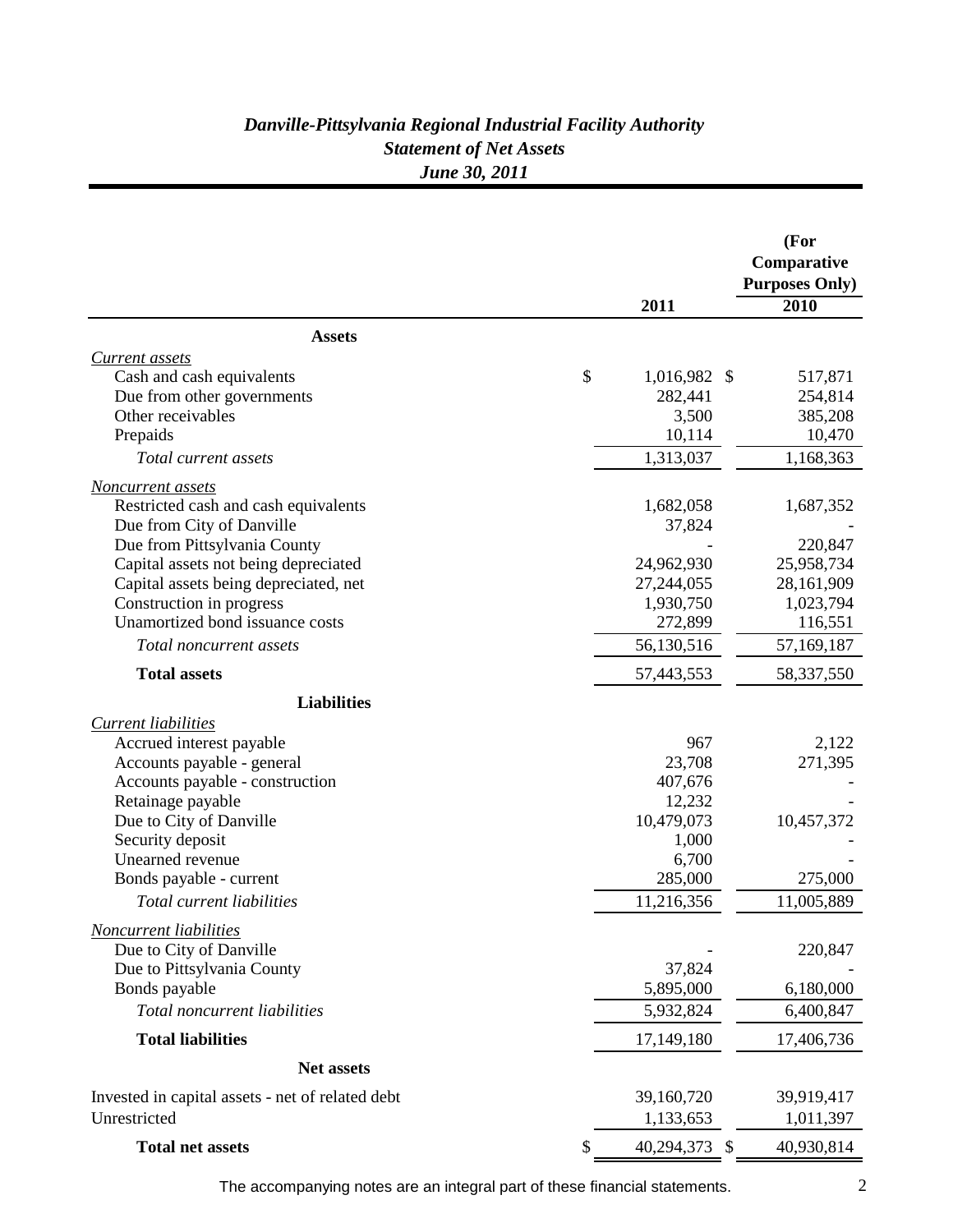# *Danville-Pittsylvania Regional Industrial Facility Authority*
## *Statement of Net Assets*
### *June 30, 2011*

| | 2011 | (For Comparative Purposes Only) 2010 |
|---|---|---|
| **Assets** | | |
| *Current assets* | | |
| Cash and cash equivalents | $ 1,016,982 | $ 517,871 |
| Due from other governments | 282,441 | 254,814 |
| Other receivables | 3,500 | 385,208 |
| Prepaids | 10,114 | 10,470 |
| *Total current assets* | 1,313,037 | 1,168,363 |
| *Noncurrent assets* | | |
| Restricted cash and cash equivalents | 1,682,058 | 1,687,352 |
| Due from City of Danville | 37,824 | - |
| Due from Pittsylvania County | - | 220,847 |
| Capital assets not being depreciated | 24,962,930 | 25,958,734 |
| Capital assets being depreciated, net | 27,244,055 | 28,161,909 |
| Construction in progress | 1,930,750 | 1,023,794 |
| Unamortized bond issuance costs | 272,899 | 116,551 |
| *Total noncurrent assets* | 56,130,516 | 57,169,187 |
| **Total assets** | 57,443,553 | 58,337,550 |
| **Liabilities** | | |
| *Current liabilities* | | |
| Accrued interest payable | 967 | 2,122 |
| Accounts payable - general | 23,708 | 271,395 |
| Accounts payable - construction | 407,676 | - |
| Retainage payable | 12,232 | - |
| Due to City of Danville | 10,479,073 | 10,457,372 |
| Security deposit | 1,000 | - |
| Unearned revenue | 6,700 | - |
| Bonds payable - current | 285,000 | 275,000 |
| *Total current liabilities* | 11,216,356 | 11,005,889 |
| *Noncurrent liabilities* | | |
| Due to City of Danville | - | 220,847 |
| Due to Pittsylvania County | 37,824 | - |
| Bonds payable | 5,895,000 | 6,180,000 |
| *Total noncurrent liabilities* | 5,932,824 | 6,400,847 |
| **Total liabilities** | 17,149,180 | 17,406,736 |
| **Net assets** | | |
| Invested in capital assets - net of related debt | 39,160,720 | 39,919,417 |
| Unrestricted | 1,133,653 | 1,011,397 |
| **Total net assets** | $ 40,294,373 | $ 40,930,814 |

The accompanying notes are an integral part of these financial statements.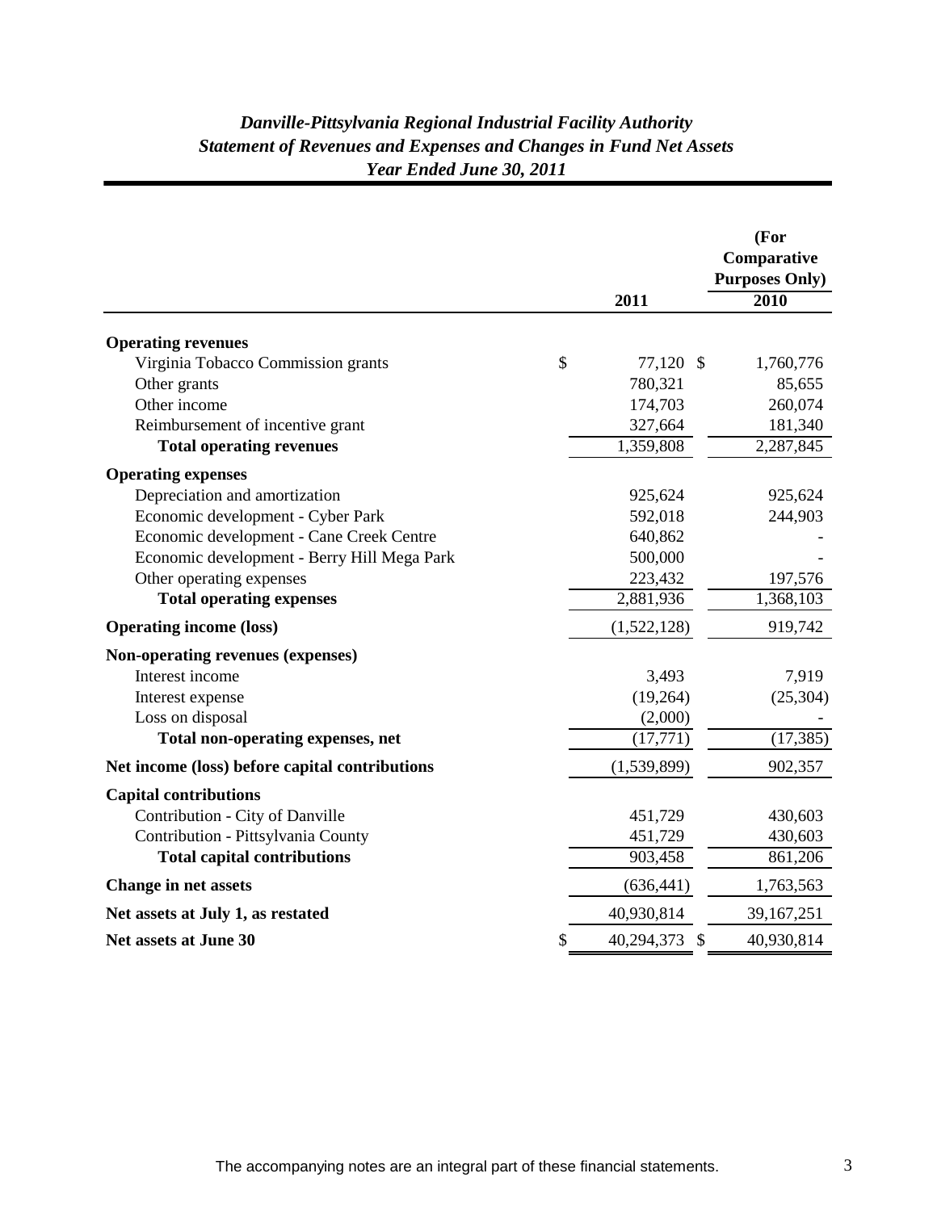# *Danville-Pittsylvania Regional Industrial Facility Authority*
## *Statement of Revenues and Expenses and Changes in Fund Net Assets*
### *Year Ended June 30, 2011*

| | 2011 | (For Comparative Purposes Only) 2010 |
|---|---|---|
| **Operating revenues** | | |
| Virginia Tobacco Commission grants | $ 77,120 | $ 1,760,776 |
| Other grants | 780,321 | 85,655 |
| Other income | 174,703 | 260,074 |
| Reimbursement of incentive grant | 327,664 | 181,340 |
| **Total operating revenues** | 1,359,808 | 2,287,845 |
| **Operating expenses** | | |
| Depreciation and amortization | 925,624 | 925,624 |
| Economic development - Cyber Park | 592,018 | 244,903 |
| Economic development - Cane Creek Centre | 640,862 | - |
| Economic development - Berry Hill Mega Park | 500,000 | - |
| Other operating expenses | 223,432 | 197,576 |
| **Total operating expenses** | 2,881,936 | 1,368,103 |
| **Operating income (loss)** | (1,522,128) | 919,742 |
| **Non-operating revenues (expenses)** | | |
| Interest income | 3,493 | 7,919 |
| Interest expense | (19,264) | (25,304) |
| Loss on disposal | (2,000) | - |
| **Total non-operating expenses, net** | (17,771) | (17,385) |
| **Net income (loss) before capital contributions** | (1,539,899) | 902,357 |
| **Capital contributions** | | |
| Contribution - City of Danville | 451,729 | 430,603 |
| Contribution - Pittsylvania County | 451,729 | 430,603 |
| **Total capital contributions** | 903,458 | 861,206 |
| **Change in net assets** | (636,441) | 1,763,563 |
| **Net assets at July 1, as restated** | 40,930,814 | 39,167,251 |
| **Net assets at June 30** | $ 40,294,373 | $ 40,930,814 |

The accompanying notes are an integral part of these financial statements.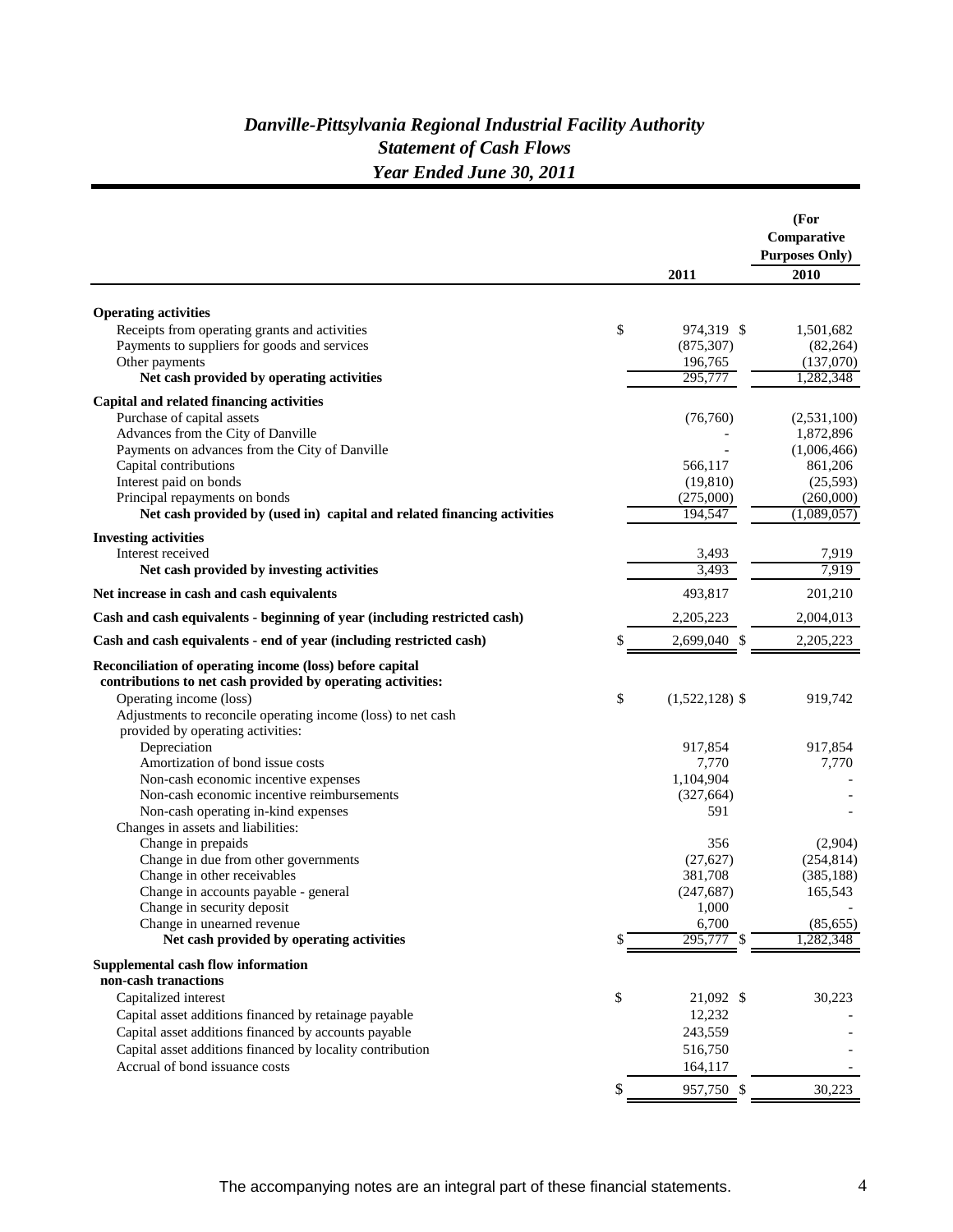# *Danville-Pittsylvania Regional Industrial Facility Authority*
## *Statement of Cash Flows*
## *Year Ended June 30, 2011*

| | 2011 | (For Comparative Purposes Only) 2010 |
|---|---|---|
| **Operating activities** | | |
| Receipts from operating grants and activities | $ 974,319 | $ 1,501,682 |
| Payments to suppliers for goods and services | (875,307) | (82,264) |
| Other payments | 196,765 | (137,070) |
| **Net cash provided by operating activities** | 295,777 | 1,282,348 |
| **Capital and related financing activities** | | |
| Purchase of capital assets | (76,760) | (2,531,100) |
| Advances from the City of Danville | - | 1,872,896 |
| Payments on advances from the City of Danville | - | (1,006,466) |
| Capital contributions | 566,117 | 861,206 |
| Interest paid on bonds | (19,810) | (25,593) |
| Principal repayments on bonds | (275,000) | (260,000) |
| **Net cash provided by (used in) capital and related financing activities** | 194,547 | (1,089,057) |
| **Investing activities** | | |
| Interest received | 3,493 | 7,919 |
| **Net cash provided by investing activities** | 3,493 | 7,919 |
| **Net increase in cash and cash equivalents** | 493,817 | 201,210 |
| **Cash and cash equivalents - beginning of year (including restricted cash)** | 2,205,223 | 2,004,013 |
| **Cash and cash equivalents - end of year (including restricted cash)** | $ 2,699,040 | $ 2,205,223 |
| **Reconciliation of operating income (loss) before capital contributions to net cash provided by operating activities:** | | |
| Operating income (loss) | $ (1,522,128) | $ 919,742 |
| Adjustments to reconcile operating income (loss) to net cash provided by operating activities: | | |
| Depreciation | 917,854 | 917,854 |
| Amortization of bond issue costs | 7,770 | 7,770 |
| Non-cash economic incentive expenses | 1,104,904 | - |
| Non-cash economic incentive reimbursements | (327,664) | - |
| Non-cash operating in-kind expenses | 591 | - |
| Changes in assets and liabilities: | | |
| Change in prepaids | 356 | (2,904) |
| Change in due from other governments | (27,627) | (254,814) |
| Change in other receivables | 381,708 | (385,188) |
| Change in accounts payable - general | (247,687) | 165,543 |
| Change in security deposit | 1,000 | - |
| Change in unearned revenue | 6,700 | (85,655) |
| **Net cash provided by operating activities** | $ 295,777 | $ 1,282,348 |
| **Supplemental cash flow information non-cash tranactions** | | |
| Capitalized interest | $ 21,092 | $ 30,223 |
| Capital asset additions financed by retainage payable | 12,232 | - |
| Capital asset additions financed by accounts payable | 243,559 | - |
| Capital asset additions financed by locality contribution | 516,750 | - |
| Accrual of bond issuance costs | 164,117 | - |
| | $ 957,750 | $ 30,223 |

The accompanying notes are an integral part of these financial statements.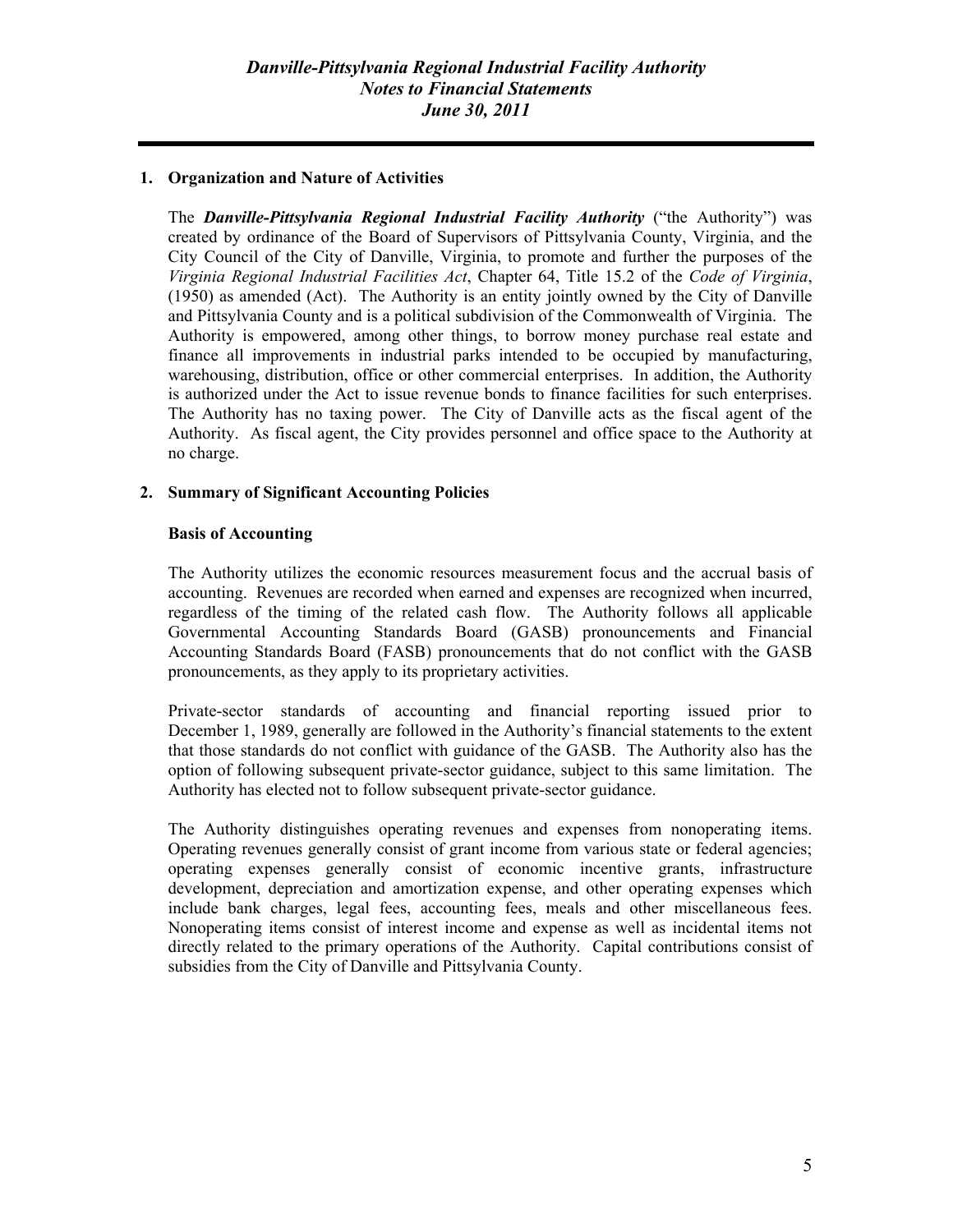# *Danville-Pittsylvania Regional Industrial Facility Authority*
## *Notes to Financial Statements*
## *June 30, 2011*

**1. Organization and Nature of Activities**

The ***Danville-Pittsylvania Regional Industrial Facility Authority*** ("the Authority") was created by ordinance of the Board of Supervisors of Pittsylvania County, Virginia, and the City Council of the City of Danville, Virginia, to promote and further the purposes of the *Virginia Regional Industrial Facilities Act*, Chapter 64, Title 15.2 of the *Code of Virginia*, (1950) as amended (Act). The Authority is an entity jointly owned by the City of Danville and Pittsylvania County and is a political subdivision of the Commonwealth of Virginia. The Authority is empowered, among other things, to borrow money purchase real estate and finance all improvements in industrial parks intended to be occupied by manufacturing, warehousing, distribution, office or other commercial enterprises. In addition, the Authority is authorized under the Act to issue revenue bonds to finance facilities for such enterprises. The Authority has no taxing power. The City of Danville acts as the fiscal agent of the Authority. As fiscal agent, the City provides personnel and office space to the Authority at no charge.

**2. Summary of Significant Accounting Policies**

**Basis of Accounting**

The Authority utilizes the economic resources measurement focus and the accrual basis of accounting. Revenues are recorded when earned and expenses are recognized when incurred, regardless of the timing of the related cash flow. The Authority follows all applicable Governmental Accounting Standards Board (GASB) pronouncements and Financial Accounting Standards Board (FASB) pronouncements that do not conflict with the GASB pronouncements, as they apply to its proprietary activities.

Private-sector standards of accounting and financial reporting issued prior to December 1, 1989, generally are followed in the Authority's financial statements to the extent that those standards do not conflict with guidance of the GASB. The Authority also has the option of following subsequent private-sector guidance, subject to this same limitation. The Authority has elected not to follow subsequent private-sector guidance.

The Authority distinguishes operating revenues and expenses from nonoperating items. Operating revenues generally consist of grant income from various state or federal agencies; operating expenses generally consist of economic incentive grants, infrastructure development, depreciation and amortization expense, and other operating expenses which include bank charges, legal fees, accounting fees, meals and other miscellaneous fees. Nonoperating items consist of interest income and expense as well as incidental items not directly related to the primary operations of the Authority. Capital contributions consist of subsidies from the City of Danville and Pittsylvania County.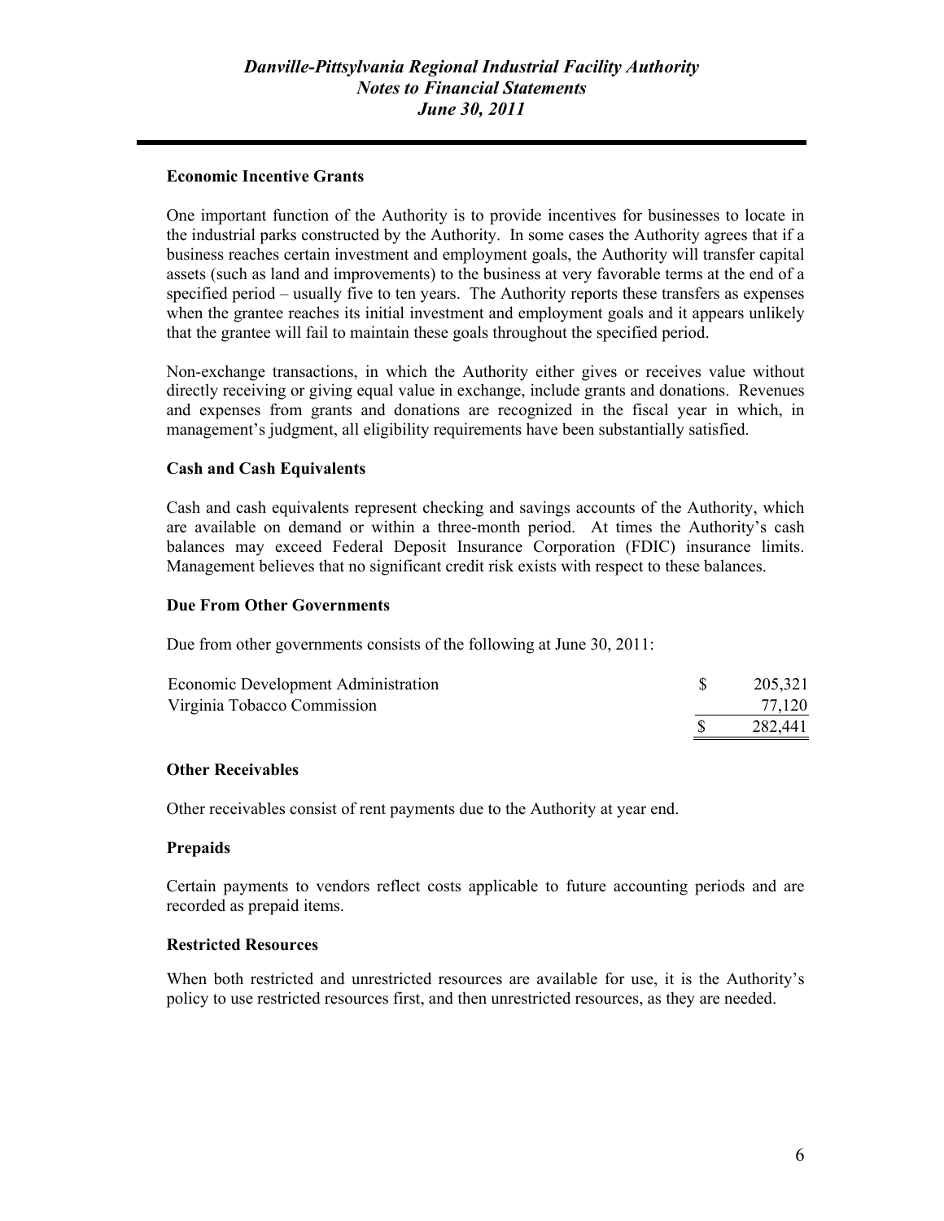### Economic Incentive Grants

One important function of the Authority is to provide incentives for businesses to locate in the industrial parks constructed by the Authority. In some cases the Authority agrees that if a business reaches certain investment and employment goals, the Authority will transfer capital assets (such as land and improvements) to the business at very favorable terms at the end of a specified period – usually five to ten years. The Authority reports these transfers as expenses when the grantee reaches its initial investment and employment goals and it appears unlikely that the grantee will fail to maintain these goals throughout the specified period.

Non-exchange transactions, in which the Authority either gives or receives value without directly receiving or giving equal value in exchange, include grants and donations. Revenues and expenses from grants and donations are recognized in the fiscal year in which, in management's judgment, all eligibility requirements have been substantially satisfied.

### Cash and Cash Equivalents

Cash and cash equivalents represent checking and savings accounts of the Authority, which are available on demand or within a three-month period. At times the Authority's cash balances may exceed Federal Deposit Insurance Corporation (FDIC) insurance limits. Management believes that no significant credit risk exists with respect to these balances.

### Due From Other Governments

Due from other governments consists of the following at June 30, 2011:

| | |
|---|---|
| Economic Development Administration | $ 205,321 |
| Virginia Tobacco Commission | 77,120 |
| | $ 282,441 |

### Other Receivables

Other receivables consist of rent payments due to the Authority at year end.

### Prepaids

Certain payments to vendors reflect costs applicable to future accounting periods and are recorded as prepaid items.

### Restricted Resources

When both restricted and unrestricted resources are available for use, it is the Authority's policy to use restricted resources first, and then unrestricted resources, as they are needed.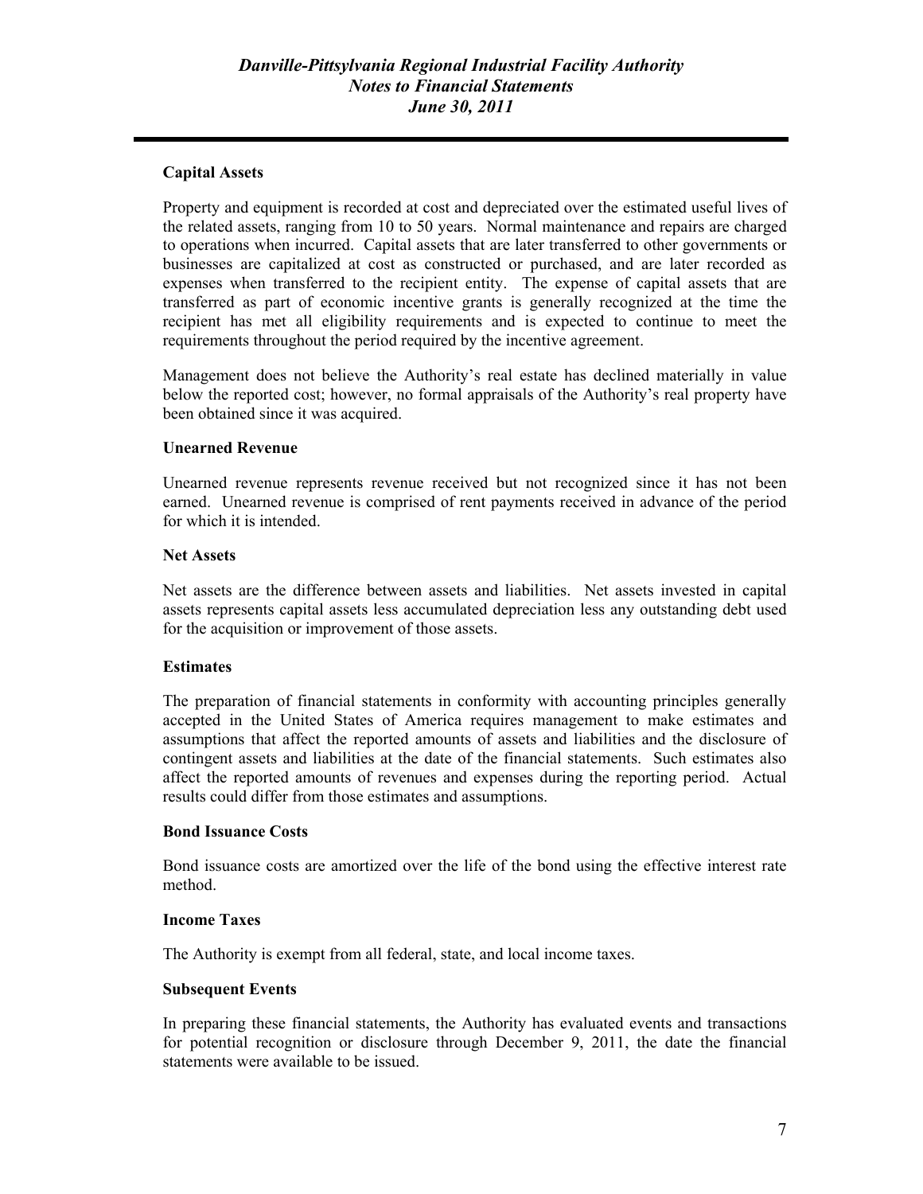### Capital Assets

Property and equipment is recorded at cost and depreciated over the estimated useful lives of the related assets, ranging from 10 to 50 years. Normal maintenance and repairs are charged to operations when incurred. Capital assets that are later transferred to other governments or businesses are capitalized at cost as constructed or purchased, and are later recorded as expenses when transferred to the recipient entity. The expense of capital assets that are transferred as part of economic incentive grants is generally recognized at the time the recipient has met all eligibility requirements and is expected to continue to meet the requirements throughout the period required by the incentive agreement.

Management does not believe the Authority's real estate has declined materially in value below the reported cost; however, no formal appraisals of the Authority's real property have been obtained since it was acquired.

### Unearned Revenue

Unearned revenue represents revenue received but not recognized since it has not been earned. Unearned revenue is comprised of rent payments received in advance of the period for which it is intended.

### Net Assets

Net assets are the difference between assets and liabilities. Net assets invested in capital assets represents capital assets less accumulated depreciation less any outstanding debt used for the acquisition or improvement of those assets.

### Estimates

The preparation of financial statements in conformity with accounting principles generally accepted in the United States of America requires management to make estimates and assumptions that affect the reported amounts of assets and liabilities and the disclosure of contingent assets and liabilities at the date of the financial statements. Such estimates also affect the reported amounts of revenues and expenses during the reporting period. Actual results could differ from those estimates and assumptions.

### Bond Issuance Costs

Bond issuance costs are amortized over the life of the bond using the effective interest rate method.

### Income Taxes

The Authority is exempt from all federal, state, and local income taxes.

### Subsequent Events

In preparing these financial statements, the Authority has evaluated events and transactions for potential recognition or disclosure through December 9, 2011, the date the financial statements were available to be issued.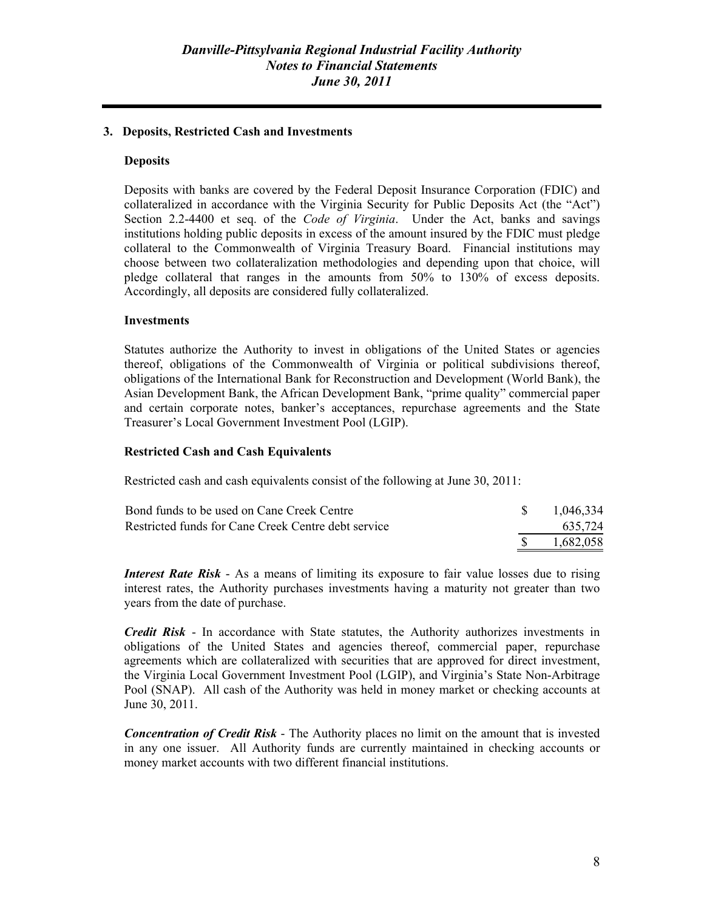### 3. Deposits, Restricted Cash and Investments

#### Deposits

Deposits with banks are covered by the Federal Deposit Insurance Corporation (FDIC) and collateralized in accordance with the Virginia Security for Public Deposits Act (the "Act") Section 2.2-4400 et seq. of the *Code of Virginia*. Under the Act, banks and savings institutions holding public deposits in excess of the amount insured by the FDIC must pledge collateral to the Commonwealth of Virginia Treasury Board. Financial institutions may choose between two collateralization methodologies and depending upon that choice, will pledge collateral that ranges in the amounts from 50% to 130% of excess deposits. Accordingly, all deposits are considered fully collateralized.

#### Investments

Statutes authorize the Authority to invest in obligations of the United States or agencies thereof, obligations of the Commonwealth of Virginia or political subdivisions thereof, obligations of the International Bank for Reconstruction and Development (World Bank), the Asian Development Bank, the African Development Bank, "prime quality" commercial paper and certain corporate notes, banker's acceptances, repurchase agreements and the State Treasurer's Local Government Investment Pool (LGIP).

#### Restricted Cash and Cash Equivalents

Restricted cash and cash equivalents consist of the following at June 30, 2011:

| | | |
|---|---|---|
| Bond funds to be used on Cane Creek Centre | $ | 1,046,334 |
| Restricted funds for Cane Creek Centre debt service | | 635,724 |
| | $ | 1,682,058 |

***Interest Rate Risk*** - As a means of limiting its exposure to fair value losses due to rising interest rates, the Authority purchases investments having a maturity not greater than two years from the date of purchase.

***Credit Risk*** - In accordance with State statutes, the Authority authorizes investments in obligations of the United States and agencies thereof, commercial paper, repurchase agreements which are collateralized with securities that are approved for direct investment, the Virginia Local Government Investment Pool (LGIP), and Virginia's State Non-Arbitrage Pool (SNAP). All cash of the Authority was held in money market or checking accounts at June 30, 2011.

***Concentration of Credit Risk*** - The Authority places no limit on the amount that is invested in any one issuer. All Authority funds are currently maintained in checking accounts or money market accounts with two different financial institutions.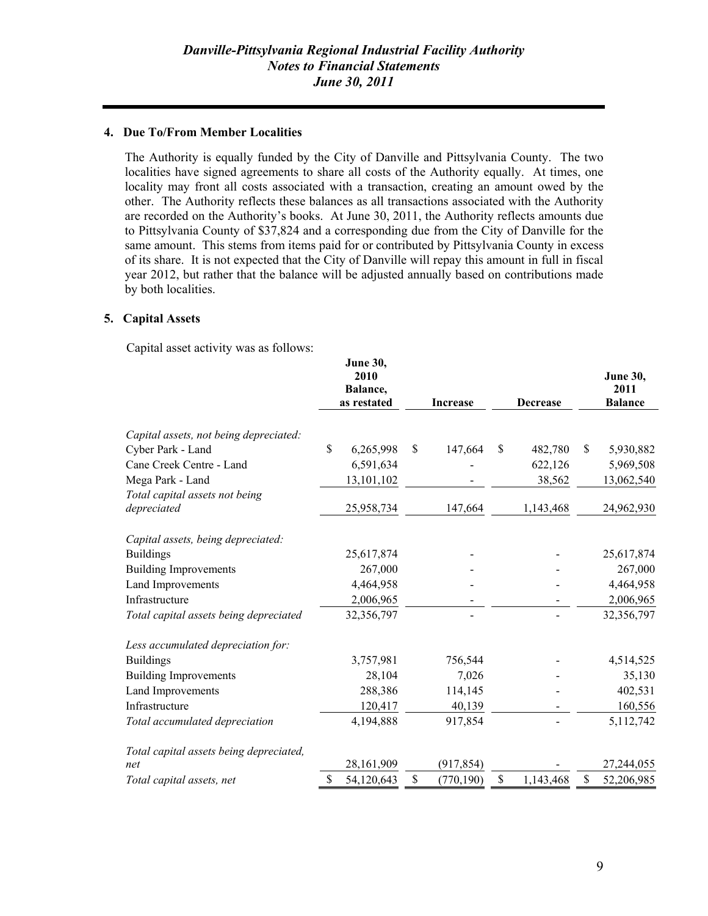## 4. Due To/From Member Localities

The Authority is equally funded by the City of Danville and Pittsylvania County. The two localities have signed agreements to share all costs of the Authority equally. At times, one locality may front all costs associated with a transaction, creating an amount owed by the other. The Authority reflects these balances as all transactions associated with the Authority are recorded on the Authority's books. At June 30, 2011, the Authority reflects amounts due to Pittsylvania County of $37,824 and a corresponding due from the City of Danville for the same amount. This stems from items paid for or contributed by Pittsylvania County in excess of its share. It is not expected that the City of Danville will repay this amount in full in fiscal year 2012, but rather that the balance will be adjusted annually based on contributions made by both localities.

## 5. Capital Assets

Capital asset activity was as follows:

| | June 30, 2010 Balance, as restated | Increase | Decrease | June 30, 2011 Balance |
|---|---|---|---|---|
| *Capital assets, not being depreciated:* | | | | |
| Cyber Park - Land | $ 6,265,998 | $ 147,664 | $ 482,780 | $ 5,930,882 |
| Cane Creek Centre - Land | 6,591,634 | - | 622,126 | 5,969,508 |
| Mega Park - Land | 13,101,102 | - | 38,562 | 13,062,540 |
| *Total capital assets not being depreciated* | 25,958,734 | 147,664 | 1,143,468 | 24,962,930 |
| *Capital assets, being depreciated:* | | | | |
| Buildings | 25,617,874 | - | - | 25,617,874 |
| Building Improvements | 267,000 | - | - | 267,000 |
| Land Improvements | 4,464,958 | - | - | 4,464,958 |
| Infrastructure | 2,006,965 | - | - | 2,006,965 |
| *Total capital assets being depreciated* | 32,356,797 | - | - | 32,356,797 |
| *Less accumulated depreciation for:* | | | | |
| Buildings | 3,757,981 | 756,544 | - | 4,514,525 |
| Building Improvements | 28,104 | 7,026 | - | 35,130 |
| Land Improvements | 288,386 | 114,145 | - | 402,531 |
| Infrastructure | 120,417 | 40,139 | - | 160,556 |
| *Total accumulated depreciation* | 4,194,888 | 917,854 | - | 5,112,742 |
| *Total capital assets being depreciated, net* | 28,161,909 | (917,854) | - | 27,244,055 |
| *Total capital assets, net* | $ 54,120,643 | $ (770,190) | $ 1,143,468 | $ 52,206,985 |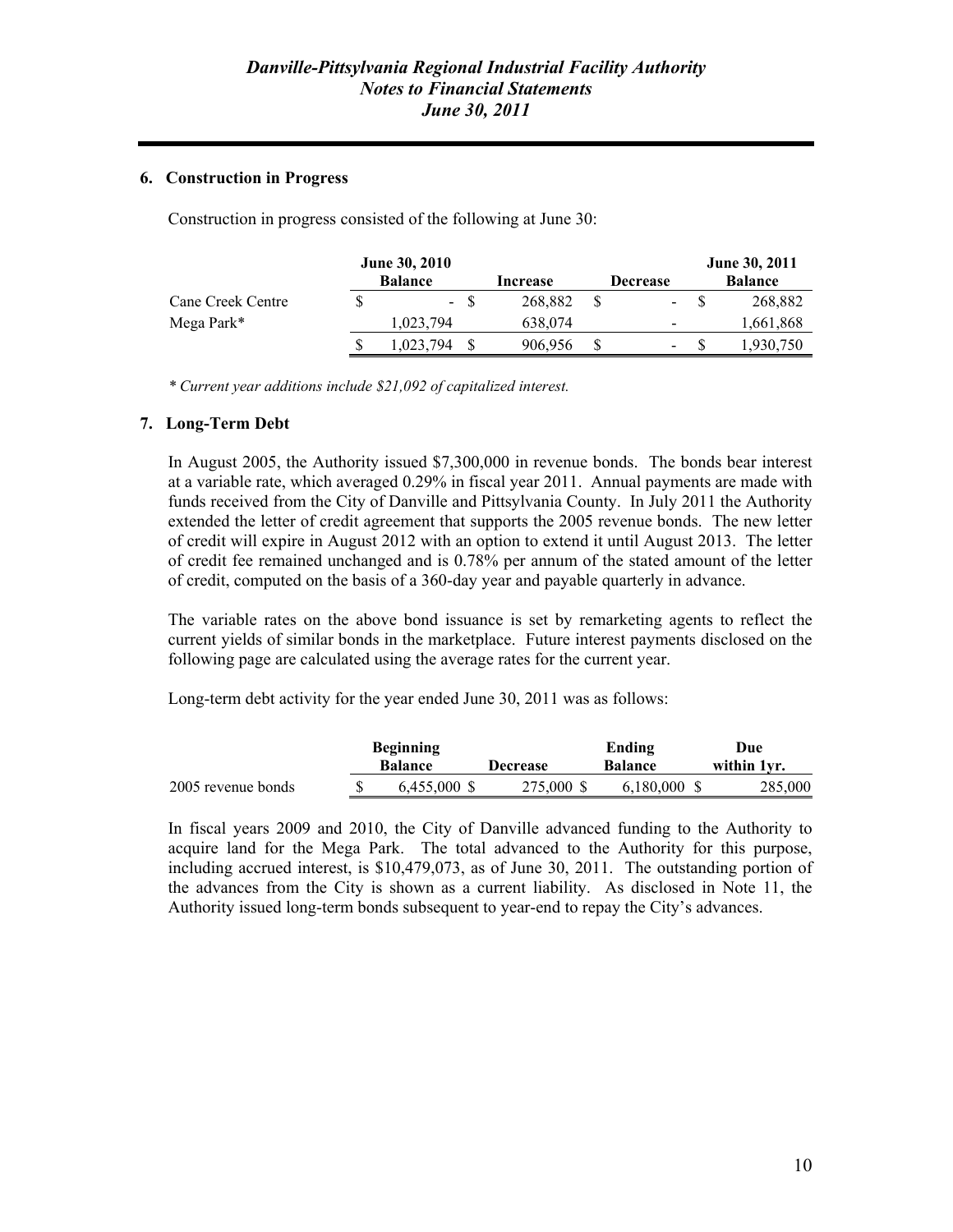## 6. Construction in Progress

Construction in progress consisted of the following at June 30:

| | June 30, 2010 Balance | Increase | Decrease | June 30, 2011 Balance |
|---|---|---|---|---|
| Cane Creek Centre | $ - | $ 268,882 | $ - | $ 268,882 |
| Mega Park* | 1,023,794 | 638,074 | - | 1,661,868 |
| | $ 1,023,794 | $ 906,956 | $ - | $ 1,930,750 |

*\* Current year additions include $21,092 of capitalized interest.*

## 7. Long-Term Debt

In August 2005, the Authority issued $7,300,000 in revenue bonds. The bonds bear interest at a variable rate, which averaged 0.29% in fiscal year 2011. Annual payments are made with funds received from the City of Danville and Pittsylvania County. In July 2011 the Authority extended the letter of credit agreement that supports the 2005 revenue bonds. The new letter of credit will expire in August 2012 with an option to extend it until August 2013. The letter of credit fee remained unchanged and is 0.78% per annum of the stated amount of the letter of credit, computed on the basis of a 360-day year and payable quarterly in advance.

The variable rates on the above bond issuance is set by remarketing agents to reflect the current yields of similar bonds in the marketplace. Future interest payments disclosed on the following page are calculated using the average rates for the current year.

Long-term debt activity for the year ended June 30, 2011 was as follows:

| | Beginning Balance | Decrease | Ending Balance | Due within 1yr. |
|---|---|---|---|---|
| 2005 revenue bonds | $ 6,455,000 | $ 275,000 | $ 6,180,000 | $ 285,000 |

In fiscal years 2009 and 2010, the City of Danville advanced funding to the Authority to acquire land for the Mega Park. The total advanced to the Authority for this purpose, including accrued interest, is $10,479,073, as of June 30, 2011. The outstanding portion of the advances from the City is shown as a current liability. As disclosed in Note 11, the Authority issued long-term bonds subsequent to year-end to repay the City's advances.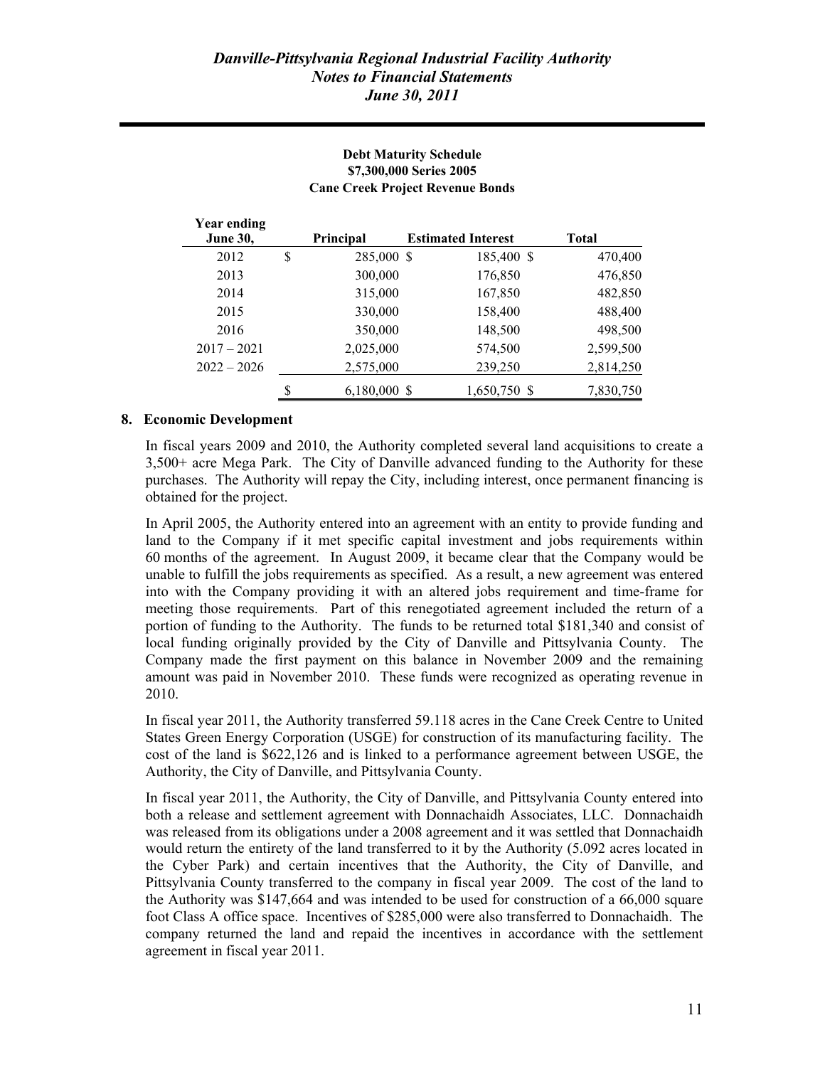**Debt Maturity Schedule**
**$7,300,000 Series 2005**
**Cane Creek Project Revenue Bonds**

| Year ending June 30, | Principal | Estimated Interest | Total |
|---|---|---|---|
| 2012 | $ 285,000 | $ 185,400 | $ 470,400 |
| 2013 | 300,000 | 176,850 | 476,850 |
| 2014 | 315,000 | 167,850 | 482,850 |
| 2015 | 330,000 | 158,400 | 488,400 |
| 2016 | 350,000 | 148,500 | 498,500 |
| 2017 – 2021 | 2,025,000 | 574,500 | 2,599,500 |
| 2022 – 2026 | 2,575,000 | 239,250 | 2,814,250 |
| | $ 6,180,000 | $ 1,650,750 | $ 7,830,750 |

## 8. Economic Development

In fiscal years 2009 and 2010, the Authority completed several land acquisitions to create a 3,500+ acre Mega Park. The City of Danville advanced funding to the Authority for these purchases. The Authority will repay the City, including interest, once permanent financing is obtained for the project.

In April 2005, the Authority entered into an agreement with an entity to provide funding and land to the Company if it met specific capital investment and jobs requirements within 60 months of the agreement. In August 2009, it became clear that the Company would be unable to fulfill the jobs requirements as specified. As a result, a new agreement was entered into with the Company providing it with an altered jobs requirement and time-frame for meeting those requirements. Part of this renegotiated agreement included the return of a portion of funding to the Authority. The funds to be returned total $181,340 and consist of local funding originally provided by the City of Danville and Pittsylvania County. The Company made the first payment on this balance in November 2009 and the remaining amount was paid in November 2010. These funds were recognized as operating revenue in 2010.

In fiscal year 2011, the Authority transferred 59.118 acres in the Cane Creek Centre to United States Green Energy Corporation (USGE) for construction of its manufacturing facility. The cost of the land is $622,126 and is linked to a performance agreement between USGE, the Authority, the City of Danville, and Pittsylvania County.

In fiscal year 2011, the Authority, the City of Danville, and Pittsylvania County entered into both a release and settlement agreement with Donnachaidh Associates, LLC. Donnachaidh was released from its obligations under a 2008 agreement and it was settled that Donnachaidh would return the entirety of the land transferred to it by the Authority (5.092 acres located in the Cyber Park) and certain incentives that the Authority, the City of Danville, and Pittsylvania County transferred to the company in fiscal year 2009. The cost of the land to the Authority was $147,664 and was intended to be used for construction of a 66,000 square foot Class A office space. Incentives of $285,000 were also transferred to Donnachaidh. The company returned the land and repaid the incentives in accordance with the settlement agreement in fiscal year 2011.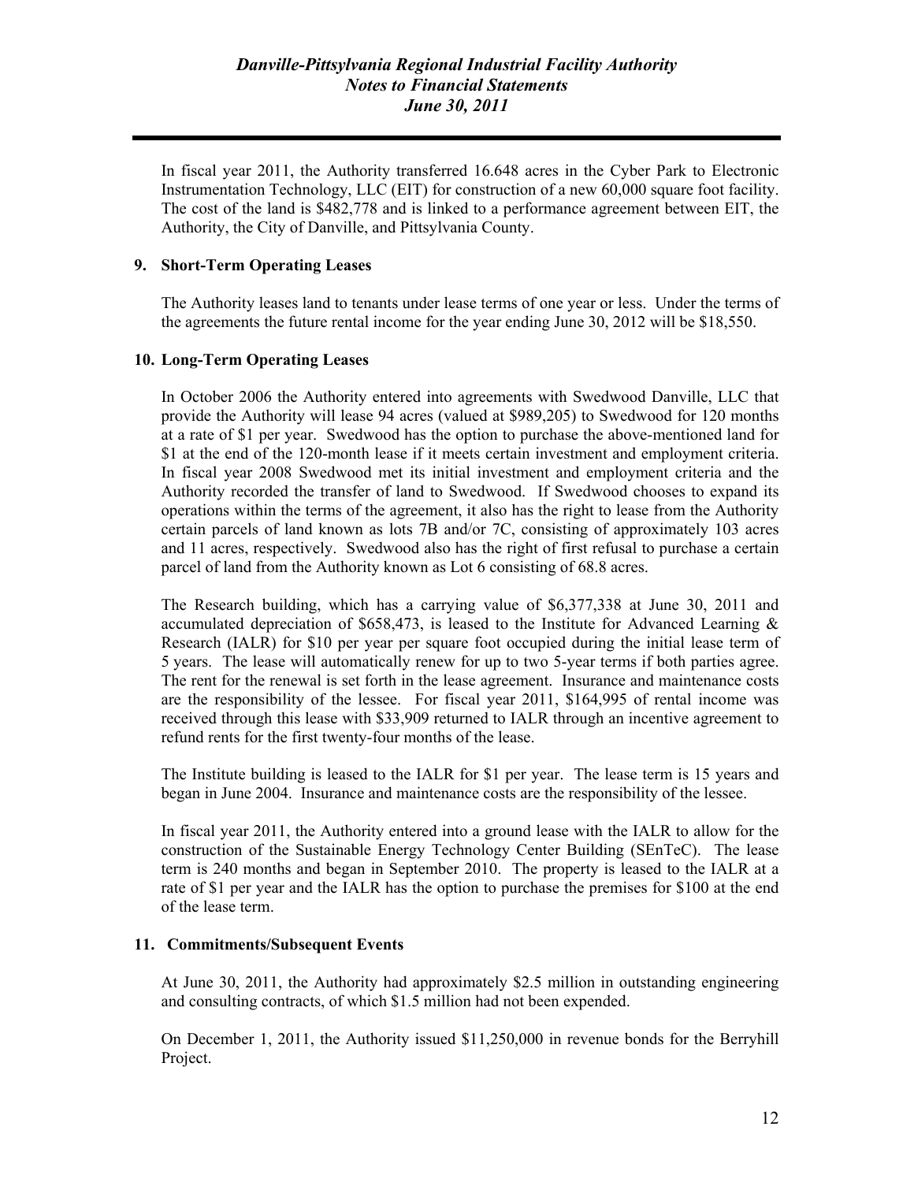In fiscal year 2011, the Authority transferred 16.648 acres in the Cyber Park to Electronic Instrumentation Technology, LLC (EIT) for construction of a new 60,000 square foot facility. The cost of the land is $482,778 and is linked to a performance agreement between EIT, the Authority, the City of Danville, and Pittsylvania County.

### 9. Short-Term Operating Leases

The Authority leases land to tenants under lease terms of one year or less. Under the terms of the agreements the future rental income for the year ending June 30, 2012 will be $18,550.

### 10. Long-Term Operating Leases

In October 2006 the Authority entered into agreements with Swedwood Danville, LLC that provide the Authority will lease 94 acres (valued at $989,205) to Swedwood for 120 months at a rate of $1 per year. Swedwood has the option to purchase the above-mentioned land for $1 at the end of the 120-month lease if it meets certain investment and employment criteria. In fiscal year 2008 Swedwood met its initial investment and employment criteria and the Authority recorded the transfer of land to Swedwood. If Swedwood chooses to expand its operations within the terms of the agreement, it also has the right to lease from the Authority certain parcels of land known as lots 7B and/or 7C, consisting of approximately 103 acres and 11 acres, respectively. Swedwood also has the right of first refusal to purchase a certain parcel of land from the Authority known as Lot 6 consisting of 68.8 acres.

The Research building, which has a carrying value of $6,377,338 at June 30, 2011 and accumulated depreciation of $658,473, is leased to the Institute for Advanced Learning & Research (IALR) for $10 per year per square foot occupied during the initial lease term of 5 years. The lease will automatically renew for up to two 5-year terms if both parties agree. The rent for the renewal is set forth in the lease agreement. Insurance and maintenance costs are the responsibility of the lessee. For fiscal year 2011, $164,995 of rental income was received through this lease with $33,909 returned to IALR through an incentive agreement to refund rents for the first twenty-four months of the lease.

The Institute building is leased to the IALR for $1 per year. The lease term is 15 years and began in June 2004. Insurance and maintenance costs are the responsibility of the lessee.

In fiscal year 2011, the Authority entered into a ground lease with the IALR to allow for the construction of the Sustainable Energy Technology Center Building (SEnTeC). The lease term is 240 months and began in September 2010. The property is leased to the IALR at a rate of $1 per year and the IALR has the option to purchase the premises for $100 at the end of the lease term.

### 11. Commitments/Subsequent Events

At June 30, 2011, the Authority had approximately $2.5 million in outstanding engineering and consulting contracts, of which $1.5 million had not been expended.

On December 1, 2011, the Authority issued $11,250,000 in revenue bonds for the Berryhill Project.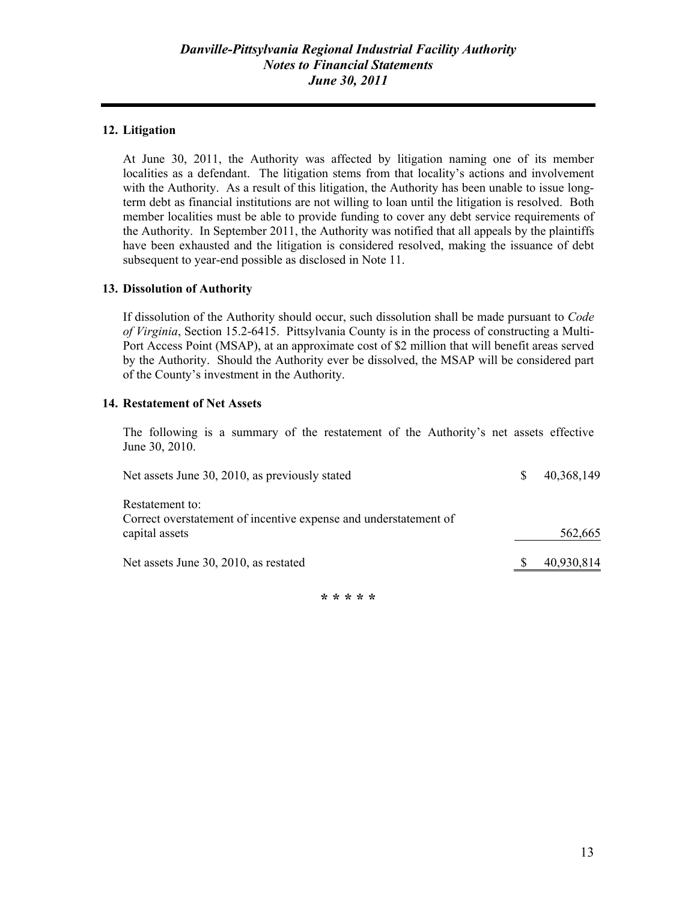## 12. Litigation

At June 30, 2011, the Authority was affected by litigation naming one of its member localities as a defendant. The litigation stems from that locality's actions and involvement with the Authority. As a result of this litigation, the Authority has been unable to issue long-term debt as financial institutions are not willing to loan until the litigation is resolved. Both member localities must be able to provide funding to cover any debt service requirements of the Authority. In September 2011, the Authority was notified that all appeals by the plaintiffs have been exhausted and the litigation is considered resolved, making the issuance of debt subsequent to year-end possible as disclosed in Note 11.

## 13. Dissolution of Authority

If dissolution of the Authority should occur, such dissolution shall be made pursuant to *Code of Virginia*, Section 15.2-6415. Pittsylvania County is in the process of constructing a Multi-Port Access Point (MSAP), at an approximate cost of $2 million that will benefit areas served by the Authority. Should the Authority ever be dissolved, the MSAP will be considered part of the County's investment in the Authority.

## 14. Restatement of Net Assets

The following is a summary of the restatement of the Authority's net assets effective June 30, 2010.

| | |
|---|---|
| Net assets June 30, 2010, as previously stated | $ 40,368,149 |
| Restatement to: | |
| Correct overstatement of incentive expense and understatement of capital assets | 562,665 |
| Net assets June 30, 2010, as restated | $ 40,930,814 |

\* \* \* \* \*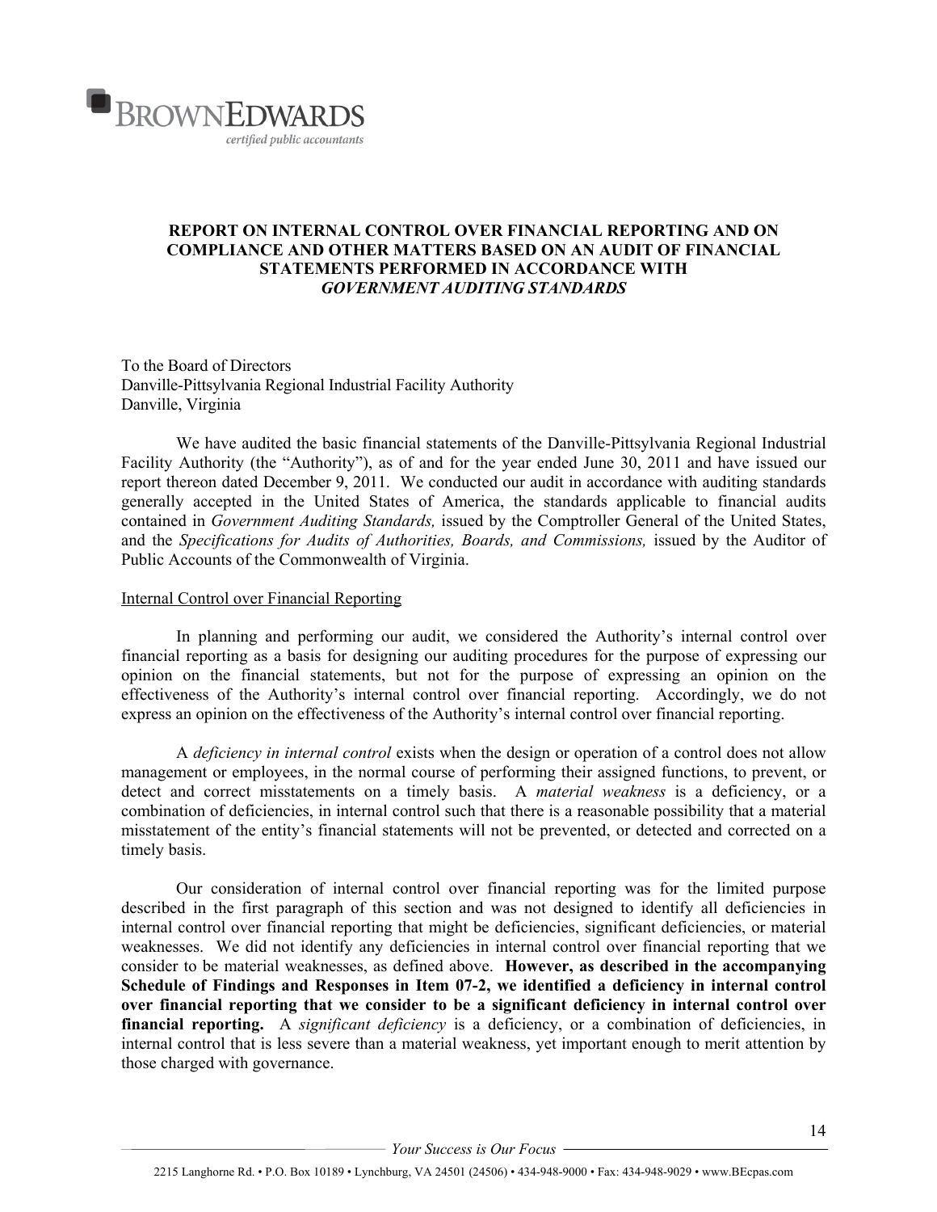BROWNEDWARDS
*certified public accountants*

**REPORT ON INTERNAL CONTROL OVER FINANCIAL REPORTING AND ON COMPLIANCE AND OTHER MATTERS BASED ON AN AUDIT OF FINANCIAL STATEMENTS PERFORMED IN ACCORDANCE WITH *GOVERNMENT AUDITING STANDARDS***

To the Board of Directors
Danville-Pittsylvania Regional Industrial Facility Authority
Danville, Virginia

We have audited the basic financial statements of the Danville-Pittsylvania Regional Industrial Facility Authority (the "Authority"), as of and for the year ended June 30, 2011 and have issued our report thereon dated December 9, 2011. We conducted our audit in accordance with auditing standards generally accepted in the United States of America, the standards applicable to financial audits contained in *Government Auditing Standards,* issued by the Comptroller General of the United States, and the *Specifications for Audits of Authorities, Boards, and Commissions,* issued by the Auditor of Public Accounts of the Commonwealth of Virginia.

Internal Control over Financial Reporting

In planning and performing our audit, we considered the Authority's internal control over financial reporting as a basis for designing our auditing procedures for the purpose of expressing our opinion on the financial statements, but not for the purpose of expressing an opinion on the effectiveness of the Authority's internal control over financial reporting. Accordingly, we do not express an opinion on the effectiveness of the Authority's internal control over financial reporting.

A *deficiency in internal control* exists when the design or operation of a control does not allow management or employees, in the normal course of performing their assigned functions, to prevent, or detect and correct misstatements on a timely basis. A *material weakness* is a deficiency, or a combination of deficiencies, in internal control such that there is a reasonable possibility that a material misstatement of the entity's financial statements will not be prevented, or detected and corrected on a timely basis.

Our consideration of internal control over financial reporting was for the limited purpose described in the first paragraph of this section and was not designed to identify all deficiencies in internal control over financial reporting that might be deficiencies, significant deficiencies, or material weaknesses. We did not identify any deficiencies in internal control over financial reporting that we consider to be material weaknesses, as defined above. **However, as described in the accompanying Schedule of Findings and Responses in Item 07-2, we identified a deficiency in internal control over financial reporting that we consider to be a significant deficiency in internal control over financial reporting.** A *significant deficiency* is a deficiency, or a combination of deficiencies, in internal control that is less severe than a material weakness, yet important enough to merit attention by those charged with governance.

*Your Success is Our Focus*

2215 Langhorne Rd. • P.O. Box 10189 • Lynchburg, VA 24501 (24506) • 434-948-9000 • Fax: 434-948-9029 • www.BEcpas.com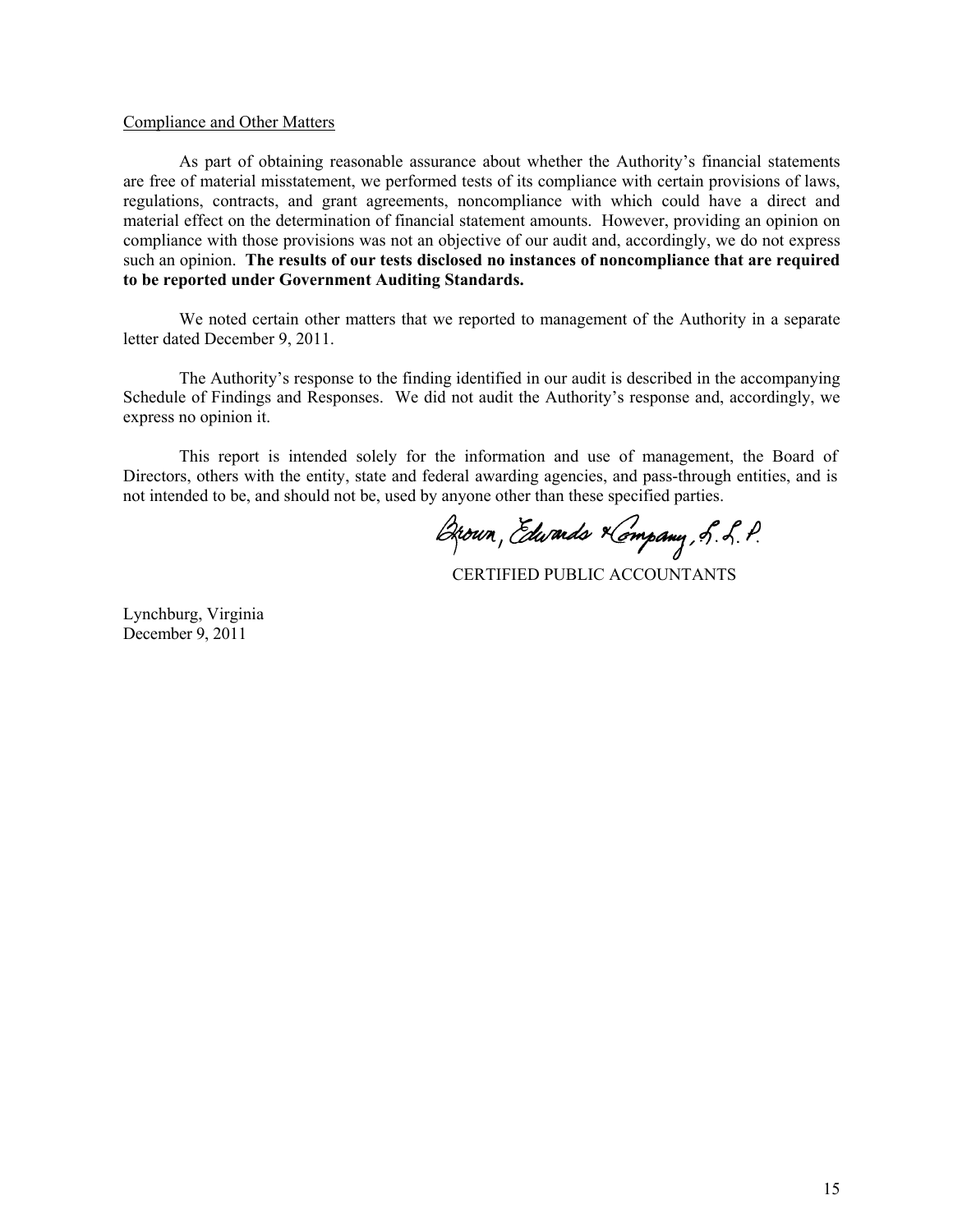Compliance and Other Matters

As part of obtaining reasonable assurance about whether the Authority's financial statements are free of material misstatement, we performed tests of its compliance with certain provisions of laws, regulations, contracts, and grant agreements, noncompliance with which could have a direct and material effect on the determination of financial statement amounts. However, providing an opinion on compliance with those provisions was not an objective of our audit and, accordingly, we do not express such an opinion. **The results of our tests disclosed no instances of noncompliance that are required to be reported under Government Auditing Standards.**

We noted certain other matters that we reported to management of the Authority in a separate letter dated December 9, 2011.

The Authority's response to the finding identified in our audit is described in the accompanying Schedule of Findings and Responses. We did not audit the Authority's response and, accordingly, we express no opinion it.

This report is intended solely for the information and use of management, the Board of Directors, others with the entity, state and federal awarding agencies, and pass-through entities, and is not intended to be, and should not be, used by anyone other than these specified parties.

Brown, Edwards & Company, L.L.P.

CERTIFIED PUBLIC ACCOUNTANTS

Lynchburg, Virginia
December 9, 2011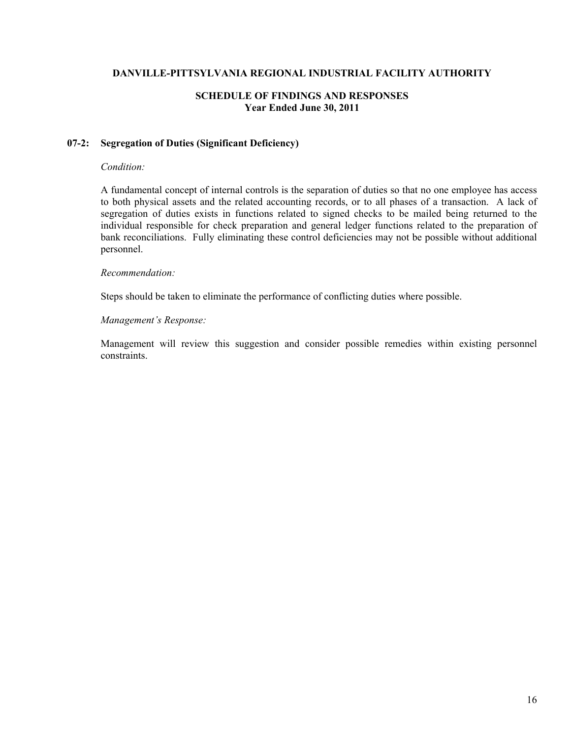**DANVILLE-PITTSYLVANIA REGIONAL INDUSTRIAL FACILITY AUTHORITY**

**SCHEDULE OF FINDINGS AND RESPONSES**
**Year Ended June 30, 2011**

### 07-2: Segregation of Duties (Significant Deficiency)

*Condition:*

A fundamental concept of internal controls is the separation of duties so that no one employee has access to both physical assets and the related accounting records, or to all phases of a transaction. A lack of segregation of duties exists in functions related to signed checks to be mailed being returned to the individual responsible for check preparation and general ledger functions related to the preparation of bank reconciliations. Fully eliminating these control deficiencies may not be possible without additional personnel.

*Recommendation:*

Steps should be taken to eliminate the performance of conflicting duties where possible.

*Management's Response:*

Management will review this suggestion and consider possible remedies within existing personnel constraints.